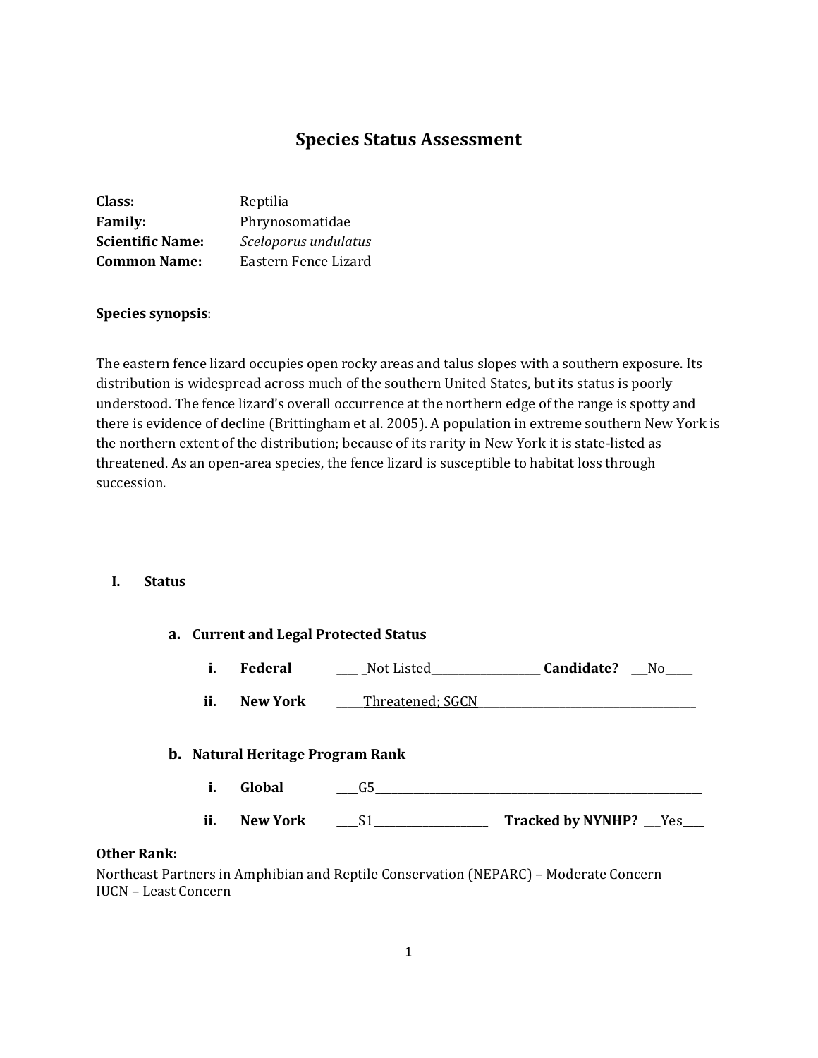# Species Status Assessment

**Class:** Reptilia
**Family:** Phrynosomatidae
**Scientific Name:** *Sceloporus undulatus*
**Common Name:** Eastern Fence Lizard

**Species synopsis**:

The eastern fence lizard occupies open rocky areas and talus slopes with a southern exposure. Its distribution is widespread across much of the southern United States, but its status is poorly understood. The fence lizard's overall occurrence at the northern edge of the range is spotty and there is evidence of decline (Brittingham et al. 2005). A population in extreme southern New York is the northern extent of the distribution; because of its rarity in New York it is state-listed as threatened. As an open-area species, the fence lizard is susceptible to habitat loss through succession.

## I. Status

### a. Current and Legal Protected Status

i. **Federal** Not Listed **Candidate?** No

ii. **New York** Threatened; SGCN

### b. Natural Heritage Program Rank

i. **Global** G5

ii. **New York** S1 **Tracked by NYNHP?** Yes

**Other Rank:**

Northeast Partners in Amphibian and Reptile Conservation (NEPARC) – Moderate Concern
IUCN – Least Concern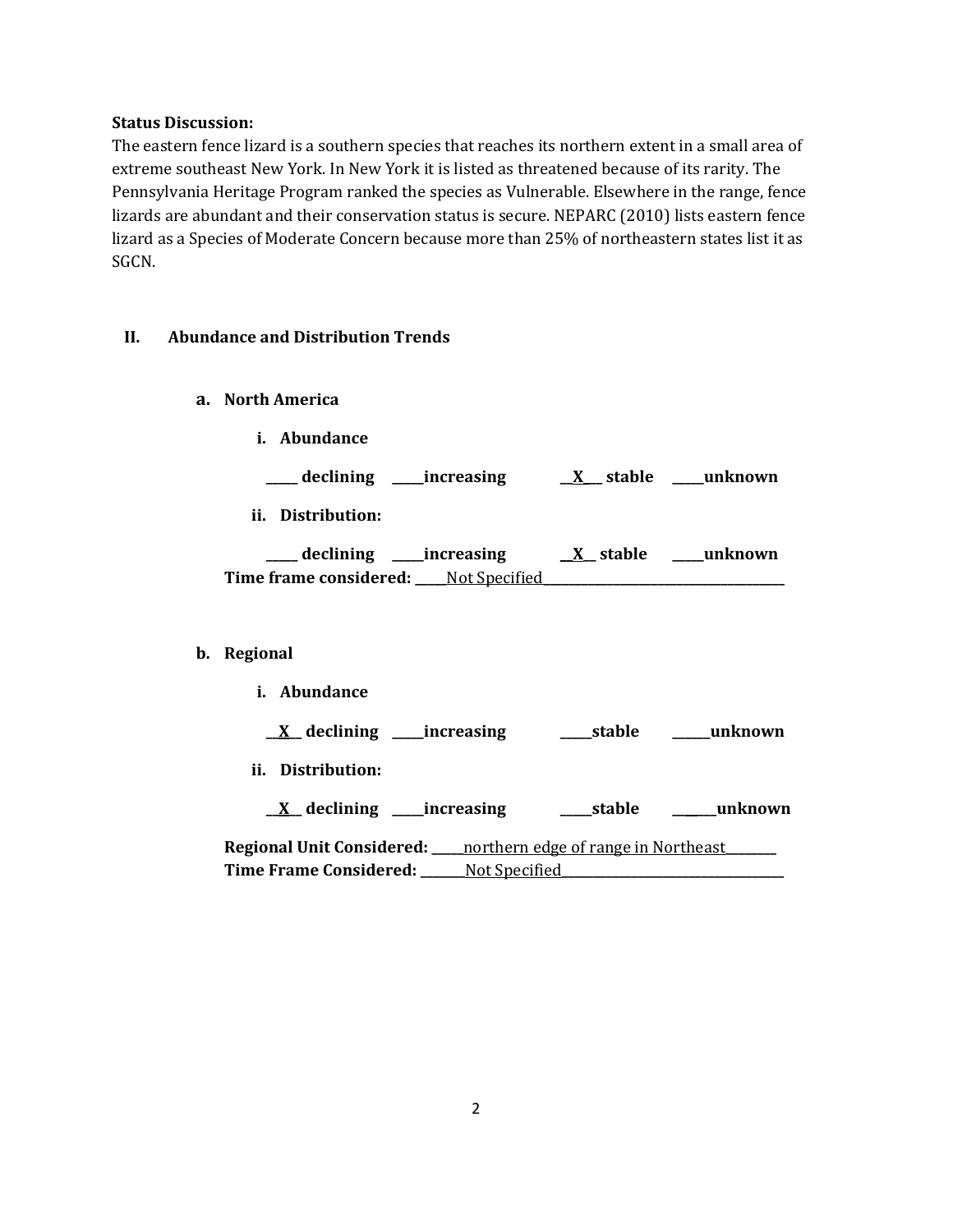**Status Discussion:**
The eastern fence lizard is a southern species that reaches its northern extent in a small area of extreme southeast New York. In New York it is listed as threatened because of its rarity. The Pennsylvania Heritage Program ranked the species as Vulnerable. Elsewhere in the range, fence lizards are abundant and their conservation status is secure. NEPARC (2010) lists eastern fence lizard as a Species of Moderate Concern because more than 25% of northeastern states list it as SGCN.

## II. Abundance and Distribution Trends

### a. North America

**i. Abundance**

**_____ declining _____increasing __X__ stable _____unknown**

**ii. Distribution:**

**_____ declining _____increasing __X__ stable _____unknown**

**Time frame considered:** _____Not Specified_____

### b. Regional

**i. Abundance**

**__X__ declining _____increasing _____stable _____unknown**

**ii. Distribution:**

**__X__ declining _____increasing _____stable _____unknown**

**Regional Unit Considered:** _____northern edge of range in Northeast_____
**Time Frame Considered:** _____Not Specified_____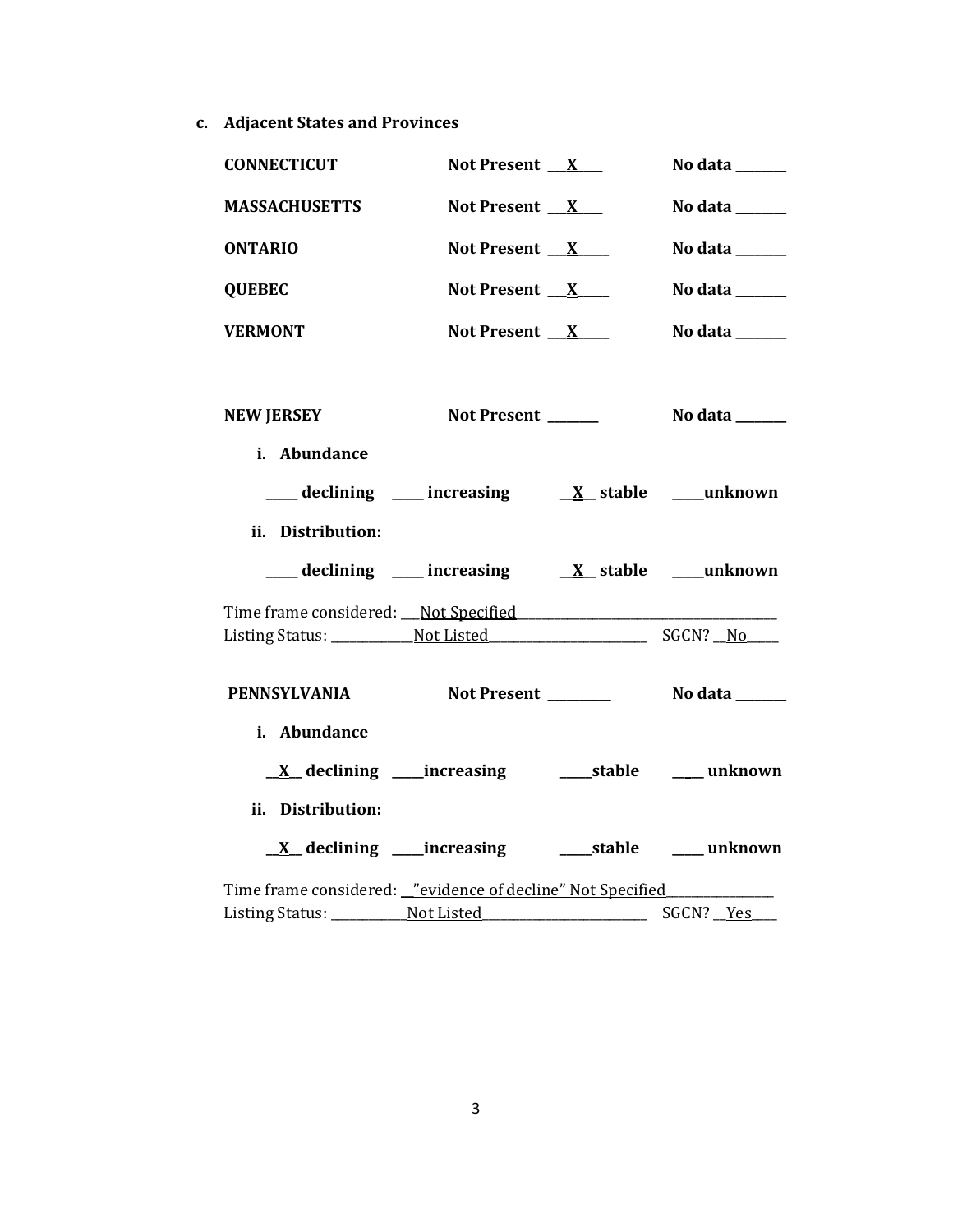**c. Adjacent States and Provinces**

**CONNECTICUT** **Not Present** __X__ **No data** ______

**MASSACHUSETTS** **Not Present** __X__ **No data** ______

**ONTARIO** **Not Present** __X__ **No data** ______

**QUEBEC** **Not Present** __X__ **No data** ______

**VERMONT** **Not Present** __X__ **No data** ______

**NEW JERSEY** **Not Present** ______ **No data** ______

**i. Abundance**

____ **declining** ____ **increasing** __X__ **stable** ____**unknown**

**ii. Distribution:**

____ **declining** ____ **increasing** __X__ **stable** ____**unknown**

Time frame considered: Not Specified

Listing Status: Not Listed SGCN? No

**PENNSYLVANIA** **Not Present** ______ **No data** ______

**i. Abundance**

__X__ **declining** ____**increasing** ____**stable** ____ **unknown**

**ii. Distribution:**

__X__ **declining** ____**increasing** ____**stable** ____ **unknown**

Time frame considered: "evidence of decline" Not Specified

Listing Status: Not Listed SGCN? Yes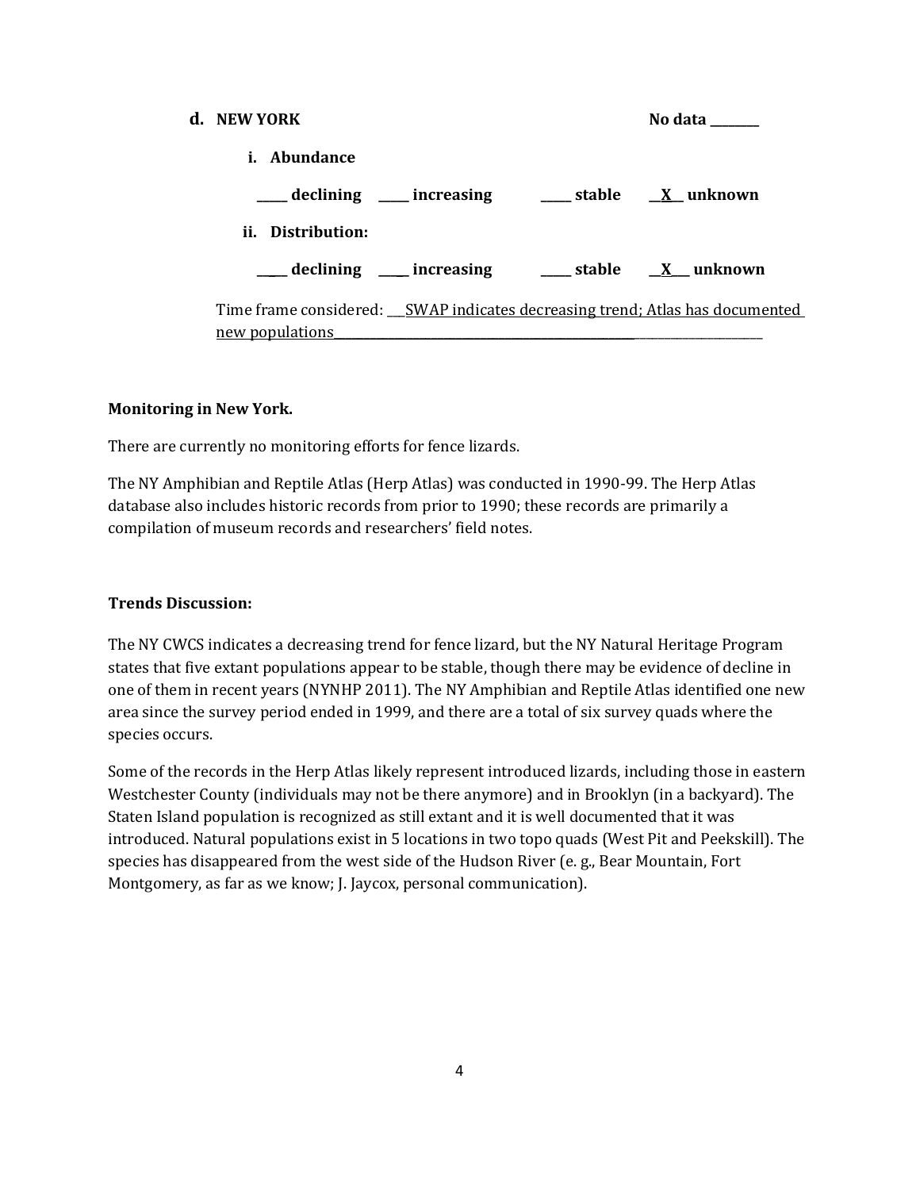**d. NEW YORK** **No data ________**

**i. Abundance**

**_____ declining _____ increasing _____ stable __X__ unknown**

**ii. Distribution:**

**_____ declining _____ increasing _____ stable __X__ unknown**

Time frame considered: ___SWAP indicates decreasing trend; Atlas has documented new populations________________________________________

**Monitoring in New York.**

There are currently no monitoring efforts for fence lizards.

The NY Amphibian and Reptile Atlas (Herp Atlas) was conducted in 1990-99. The Herp Atlas database also includes historic records from prior to 1990; these records are primarily a compilation of museum records and researchers' field notes.

**Trends Discussion:**

The NY CWCS indicates a decreasing trend for fence lizard, but the NY Natural Heritage Program states that five extant populations appear to be stable, though there may be evidence of decline in one of them in recent years (NYNHP 2011). The NY Amphibian and Reptile Atlas identified one new area since the survey period ended in 1999, and there are a total of six survey quads where the species occurs.

Some of the records in the Herp Atlas likely represent introduced lizards, including those in eastern Westchester County (individuals may not be there anymore) and in Brooklyn (in a backyard). The Staten Island population is recognized as still extant and it is well documented that it was introduced. Natural populations exist in 5 locations in two topo quads (West Pit and Peekskill). The species has disappeared from the west side of the Hudson River (e. g., Bear Mountain, Fort Montgomery, as far as we know; J. Jaycox, personal communication).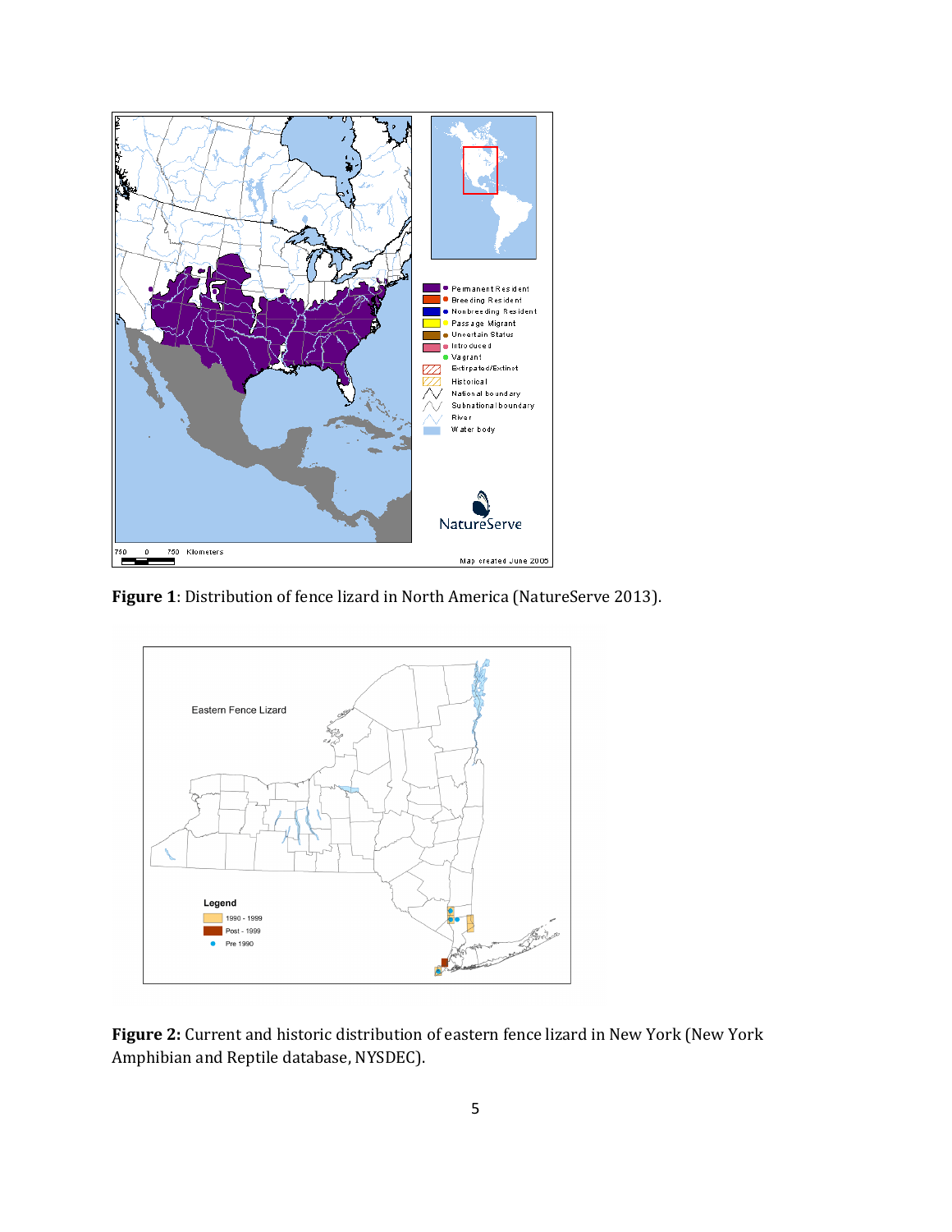**Figure 1**: Distribution of fence lizard in North America (NatureServe 2013).

**Figure 2:** Current and historic distribution of eastern fence lizard in New York (New York Amphibian and Reptile database, NYSDEC).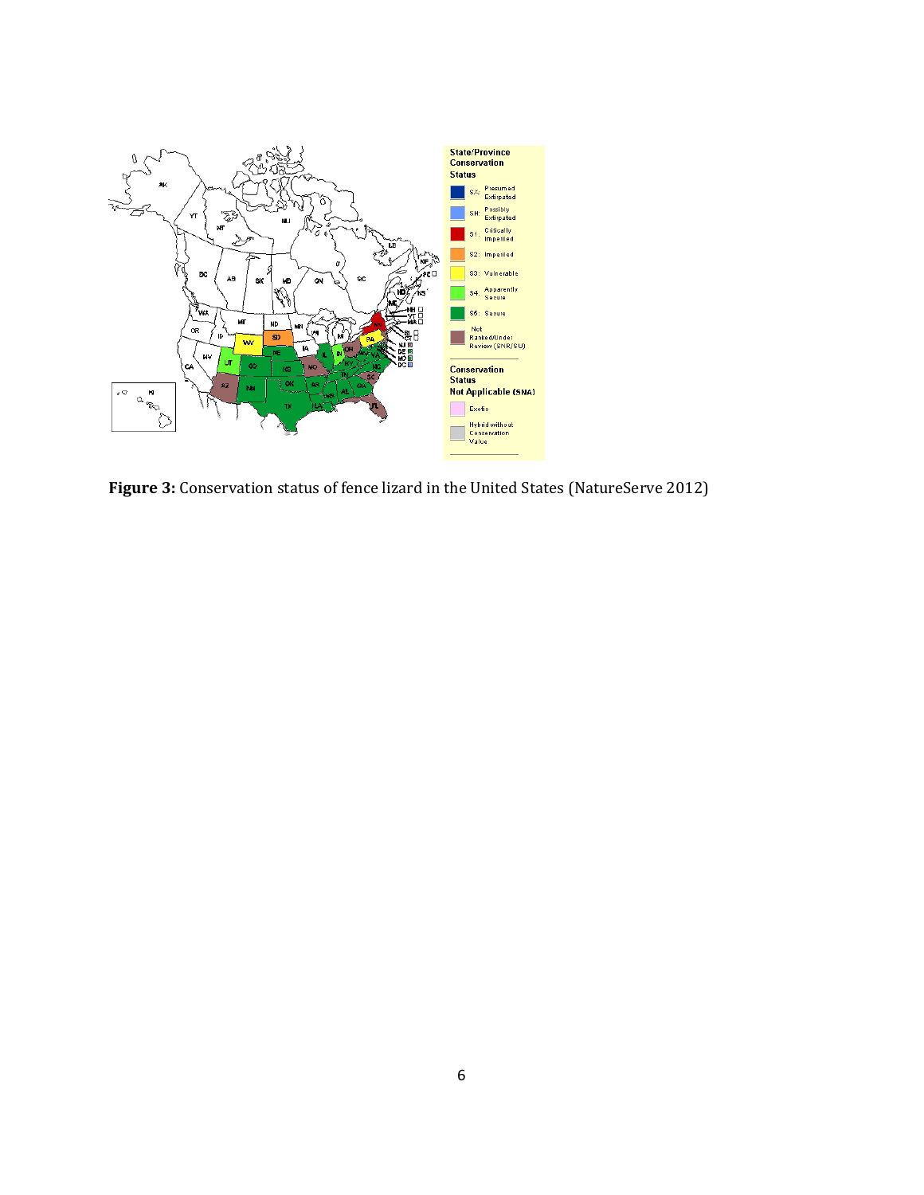**Figure 3:** Conservation status of fence lizard in the United States (NatureServe 2012)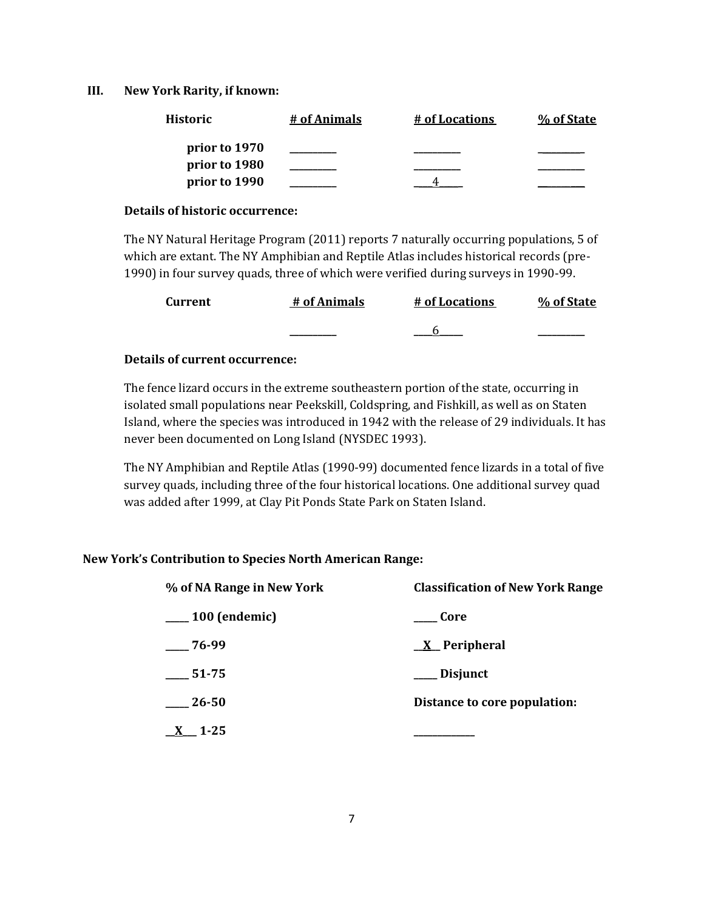### III. New York Rarity, if known:

| Historic | # of Animals | # of Locations | % of State |
|---|---|---|---|
| prior to 1970 | _________ | _________ | _________ |
| prior to 1980 | _________ | _________ | _________ |
| prior to 1990 | _________ | ___4_____ | _________ |

**Details of historic occurrence:**

The NY Natural Heritage Program (2011) reports 7 naturally occurring populations, 5 of which are extant. The NY Amphibian and Reptile Atlas includes historical records (pre-1990) in four survey quads, three of which were verified during surveys in 1990-99.

| Current | # of Animals | # of Locations | % of State |
|---|---|---|---|
| | _________ | ____6_____ | _________ |

**Details of current occurrence:**

The fence lizard occurs in the extreme southeastern portion of the state, occurring in isolated small populations near Peekskill, Coldspring, and Fishkill, as well as on Staten Island, where the species was introduced in 1942 with the release of 29 individuals. It has never been documented on Long Island (NYSDEC 1993).

The NY Amphibian and Reptile Atlas (1990-99) documented fence lizards in a total of five survey quads, including three of the four historical locations. One additional survey quad was added after 1999, at Clay Pit Ponds State Park on Staten Island.

**New York's Contribution to Species North American Range:**

| % of NA Range in New York | Classification of New York Range |
|---|---|
| _____ 100 (endemic) | _____ Core |
| _____ 76-99 | __X__ Peripheral |
| _____ 51-75 | _____ Disjunct |
| _____ 26-50 | Distance to core population: |
| __X___ 1-25 | _____________ |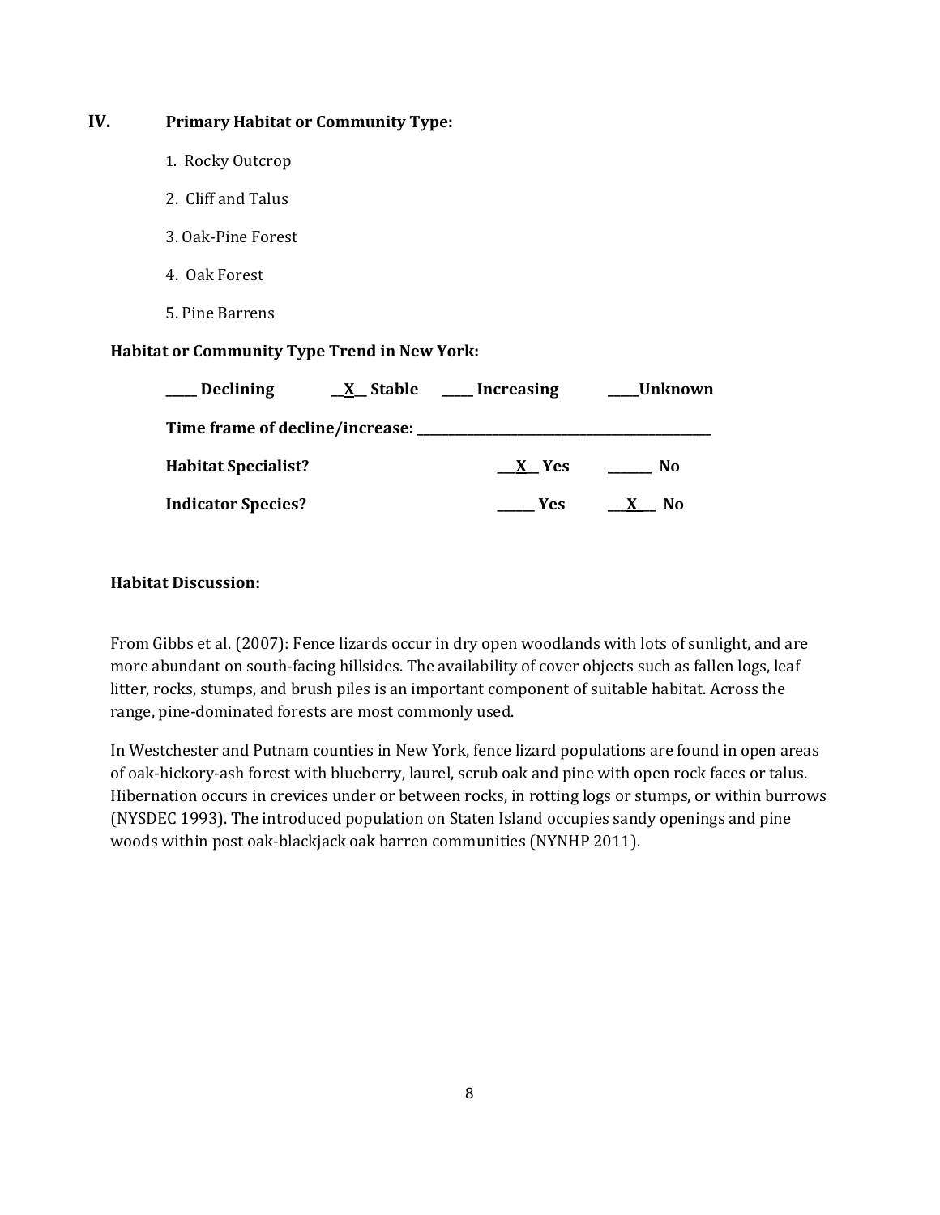## IV. Primary Habitat or Community Type:

1. Rocky Outcrop
2. Cliff and Talus
3. Oak-Pine Forest
4. Oak Forest
5. Pine Barrens

**Habitat or Community Type Trend in New York:**

**____ Declining** **__X__ Stable** **____ Increasing** **____Unknown**

**Time frame of decline/increase: ___________________________________________**

**Habitat Specialist?** **__X__ Yes** **______ No**

**Indicator Species?** **______ Yes** **__X__ No**

**Habitat Discussion:**

From Gibbs et al. (2007): Fence lizards occur in dry open woodlands with lots of sunlight, and are more abundant on south-facing hillsides. The availability of cover objects such as fallen logs, leaf litter, rocks, stumps, and brush piles is an important component of suitable habitat. Across the range, pine-dominated forests are most commonly used.

In Westchester and Putnam counties in New York, fence lizard populations are found in open areas of oak-hickory-ash forest with blueberry, laurel, scrub oak and pine with open rock faces or talus. Hibernation occurs in crevices under or between rocks, in rotting logs or stumps, or within burrows (NYSDEC 1993). The introduced population on Staten Island occupies sandy openings and pine woods within post oak-blackjack oak barren communities (NYNHP 2011).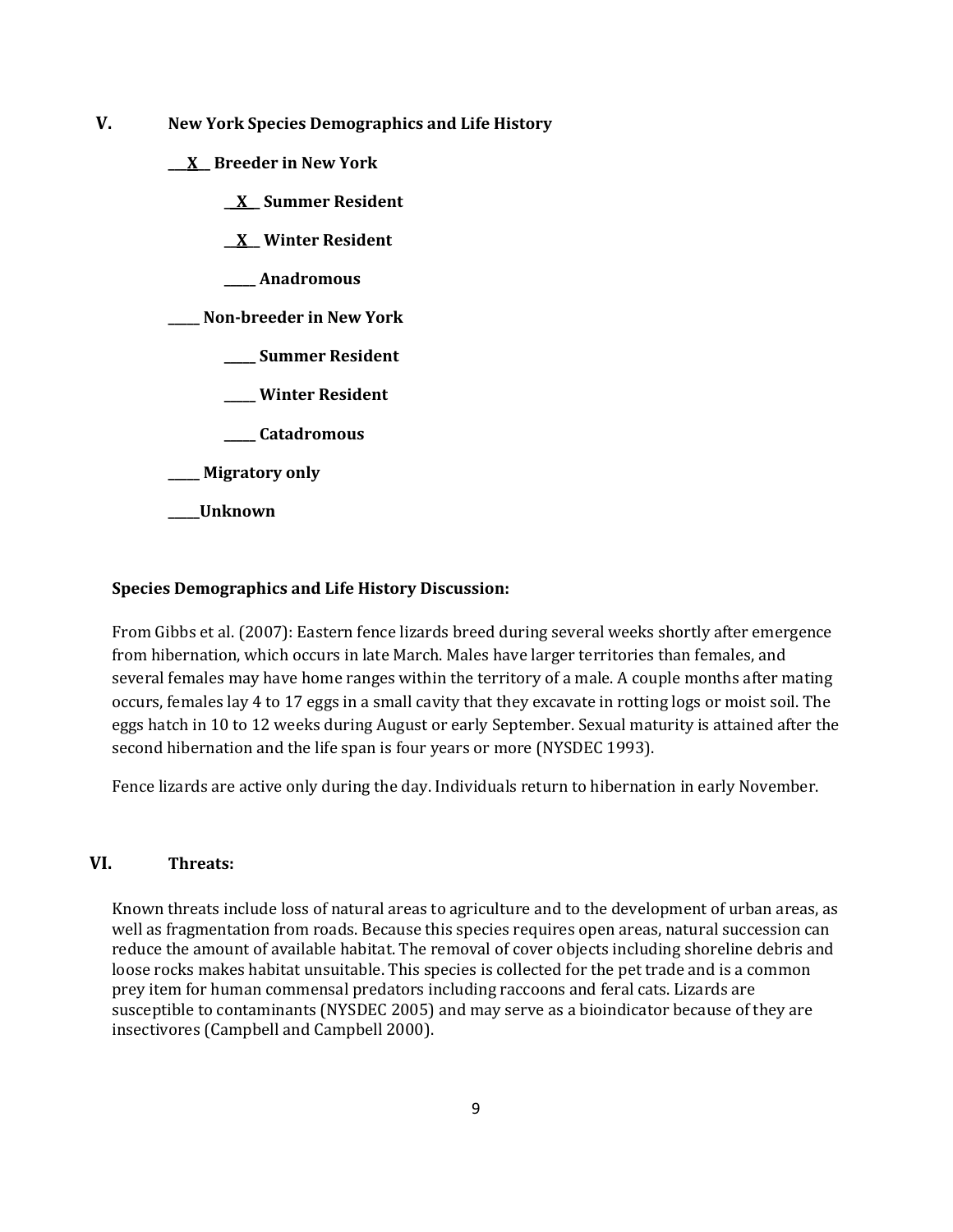## V. New York Species Demographics and Life History

**\_\_X\_\_ Breeder in New York**

**\_\_X\_\_ Summer Resident**

**\_\_X\_\_ Winter Resident**

**\_\_\_\_\_ Anadromous**

**\_\_\_\_\_ Non-breeder in New York**

**\_\_\_\_\_ Summer Resident**

**\_\_\_\_\_ Winter Resident**

**\_\_\_\_\_ Catadromous**

**\_\_\_\_\_ Migratory only**

**\_\_\_\_\_Unknown**

**Species Demographics and Life History Discussion:**

From Gibbs et al. (2007): Eastern fence lizards breed during several weeks shortly after emergence from hibernation, which occurs in late March. Males have larger territories than females, and several females may have home ranges within the territory of a male. A couple months after mating occurs, females lay 4 to 17 eggs in a small cavity that they excavate in rotting logs or moist soil. The eggs hatch in 10 to 12 weeks during August or early September. Sexual maturity is attained after the second hibernation and the life span is four years or more (NYSDEC 1993).

Fence lizards are active only during the day. Individuals return to hibernation in early November.

## VI. Threats:

Known threats include loss of natural areas to agriculture and to the development of urban areas, as well as fragmentation from roads. Because this species requires open areas, natural succession can reduce the amount of available habitat. The removal of cover objects including shoreline debris and loose rocks makes habitat unsuitable. This species is collected for the pet trade and is a common prey item for human commensal predators including raccoons and feral cats. Lizards are susceptible to contaminants (NYSDEC 2005) and may serve as a bioindicator because of they are insectivores (Campbell and Campbell 2000).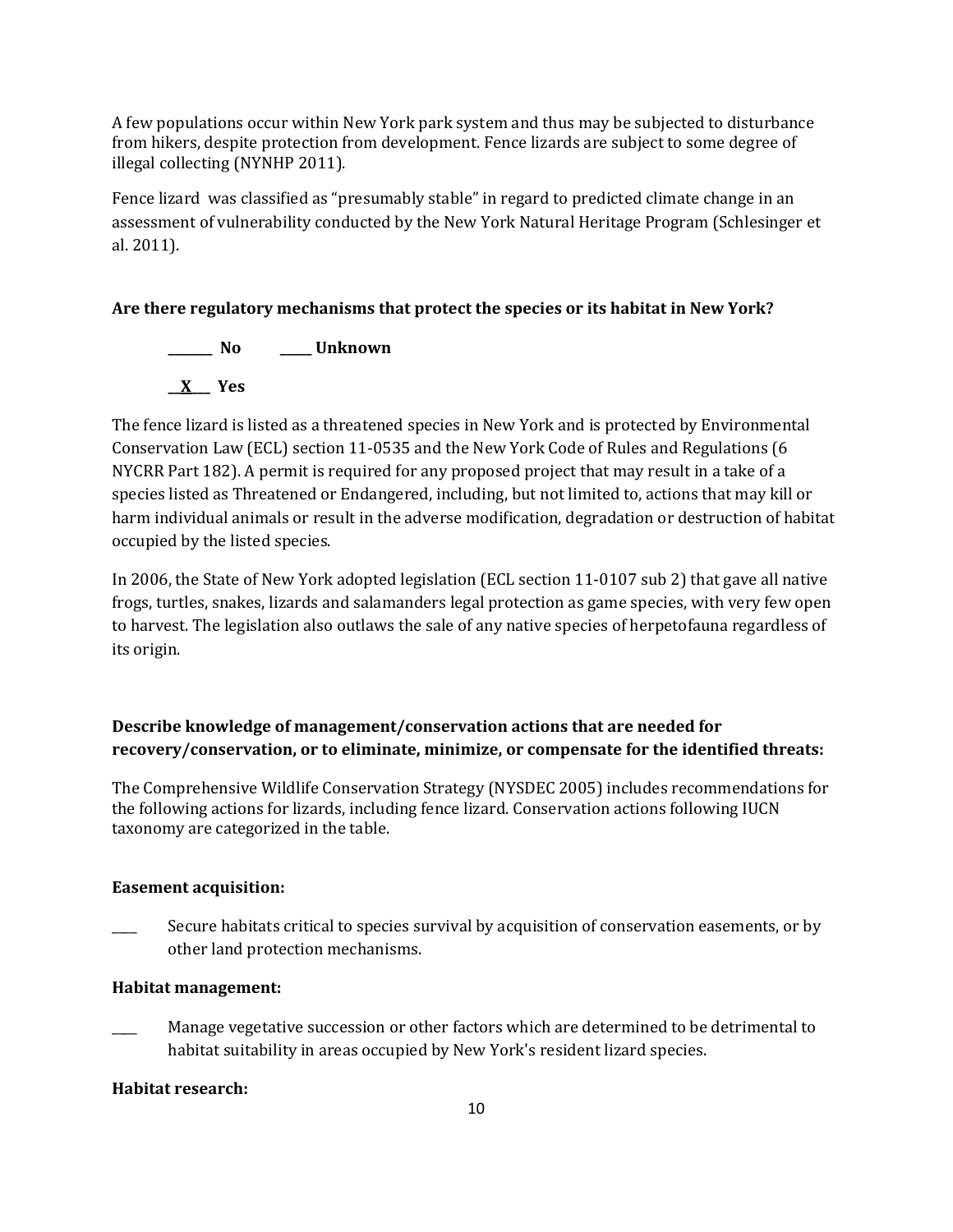A few populations occur within New York park system and thus may be subjected to disturbance from hikers, despite protection from development. Fence lizards are subject to some degree of illegal collecting (NYNHP 2011).

Fence lizard was classified as "presumably stable" in regard to predicted climate change in an assessment of vulnerability conducted by the New York Natural Heritage Program (Schlesinger et al. 2011).

**Are there regulatory mechanisms that protect the species or its habitat in New York?**

**_______ No** **_____ Unknown**

**__X___ Yes**

The fence lizard is listed as a threatened species in New York and is protected by Environmental Conservation Law (ECL) section 11-0535 and the New York Code of Rules and Regulations (6 NYCRR Part 182). A permit is required for any proposed project that may result in a take of a species listed as Threatened or Endangered, including, but not limited to, actions that may kill or harm individual animals or result in the adverse modification, degradation or destruction of habitat occupied by the listed species.

In 2006, the State of New York adopted legislation (ECL section 11-0107 sub 2) that gave all native frogs, turtles, snakes, lizards and salamanders legal protection as game species, with very few open to harvest. The legislation also outlaws the sale of any native species of herpetofauna regardless of its origin.

**Describe knowledge of management/conservation actions that are needed for recovery/conservation, or to eliminate, minimize, or compensate for the identified threats:**

The Comprehensive Wildlife Conservation Strategy (NYSDEC 2005) includes recommendations for the following actions for lizards, including fence lizard. Conservation actions following IUCN taxonomy are categorized in the table.

**Easement acquisition:**

____ Secure habitats critical to species survival by acquisition of conservation easements, or by other land protection mechanisms.

**Habitat management:**

____ Manage vegetative succession or other factors which are determined to be detrimental to habitat suitability in areas occupied by New York's resident lizard species.

**Habitat research:**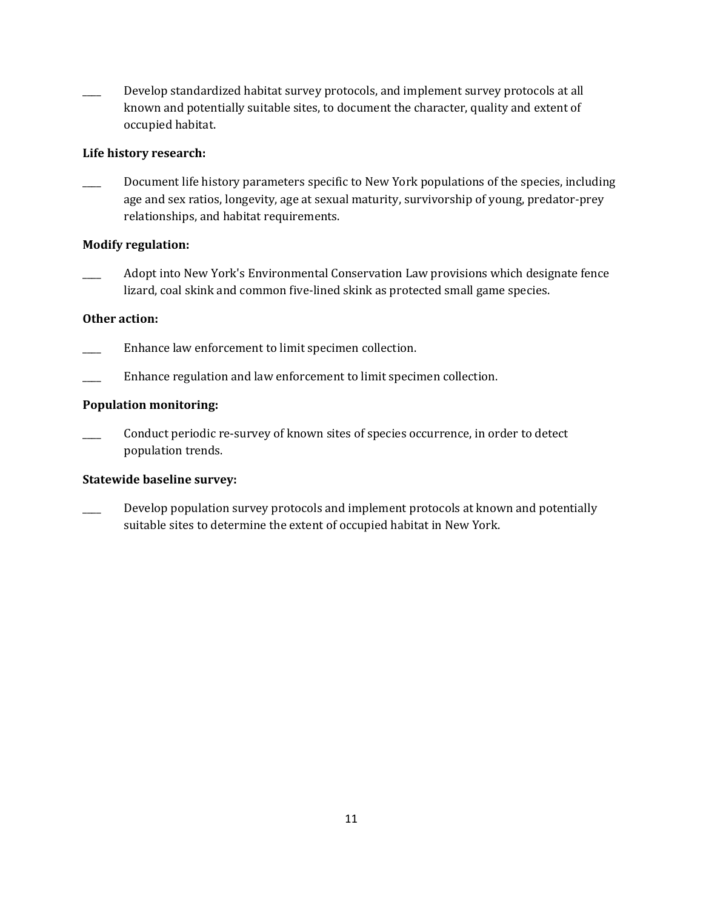\_\_\_\_ Develop standardized habitat survey protocols, and implement survey protocols at all known and potentially suitable sites, to document the character, quality and extent of occupied habitat.

**Life history research:**

\_\_\_\_ Document life history parameters specific to New York populations of the species, including age and sex ratios, longevity, age at sexual maturity, survivorship of young, predator-prey relationships, and habitat requirements.

**Modify regulation:**

\_\_\_\_ Adopt into New York's Environmental Conservation Law provisions which designate fence lizard, coal skink and common five-lined skink as protected small game species.

**Other action:**

\_\_\_\_ Enhance law enforcement to limit specimen collection.

\_\_\_\_ Enhance regulation and law enforcement to limit specimen collection.

**Population monitoring:**

\_\_\_\_ Conduct periodic re-survey of known sites of species occurrence, in order to detect population trends.

**Statewide baseline survey:**

\_\_\_\_ Develop population survey protocols and implement protocols at known and potentially suitable sites to determine the extent of occupied habitat in New York.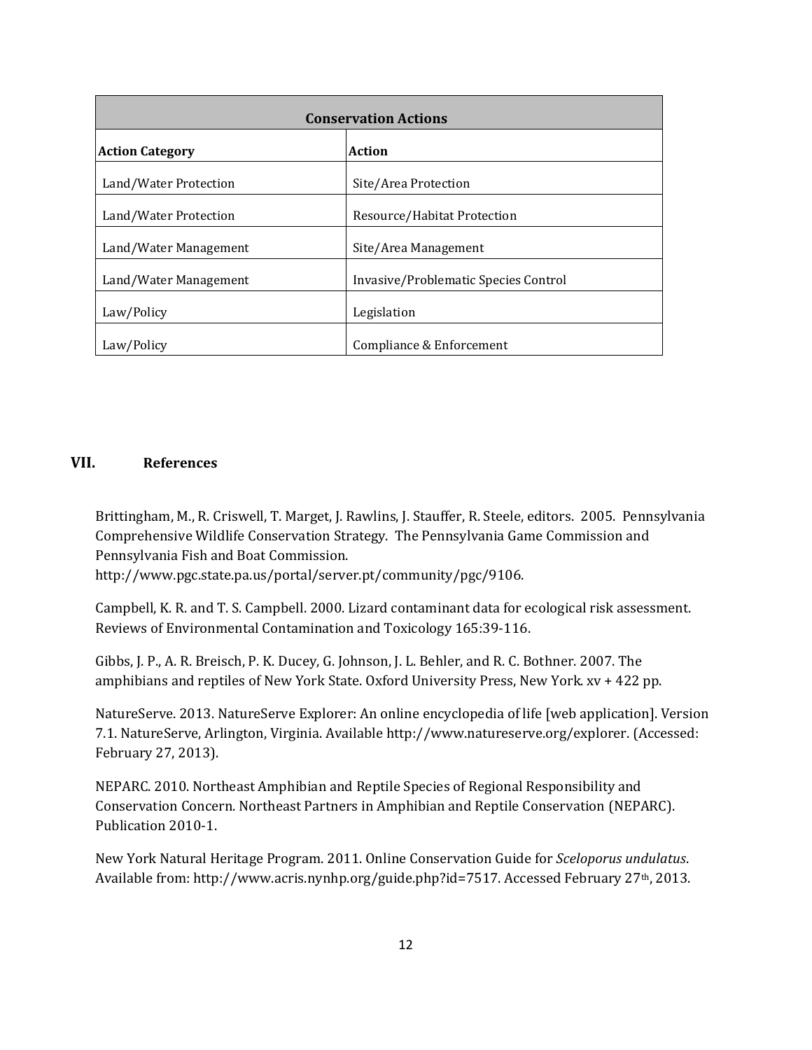| Conservation Actions | |
|---|---|
| **Action Category** | **Action** |
| Land/Water Protection | Site/Area Protection |
| Land/Water Protection | Resource/Habitat Protection |
| Land/Water Management | Site/Area Management |
| Land/Water Management | Invasive/Problematic Species Control |
| Law/Policy | Legislation |
| Law/Policy | Compliance & Enforcement |

## VII. References

Brittingham, M., R. Criswell, T. Marget, J. Rawlins, J. Stauffer, R. Steele, editors. 2005. Pennsylvania Comprehensive Wildlife Conservation Strategy. The Pennsylvania Game Commission and Pennsylvania Fish and Boat Commission. http://www.pgc.state.pa.us/portal/server.pt/community/pgc/9106.

Campbell, K. R. and T. S. Campbell. 2000. Lizard contaminant data for ecological risk assessment. Reviews of Environmental Contamination and Toxicology 165:39-116.

Gibbs, J. P., A. R. Breisch, P. K. Ducey, G. Johnson, J. L. Behler, and R. C. Bothner. 2007. The amphibians and reptiles of New York State. Oxford University Press, New York. xv + 422 pp.

NatureServe. 2013. NatureServe Explorer: An online encyclopedia of life [web application]. Version 7.1. NatureServe, Arlington, Virginia. Available http://www.natureserve.org/explorer. (Accessed: February 27, 2013).

NEPARC. 2010. Northeast Amphibian and Reptile Species of Regional Responsibility and Conservation Concern. Northeast Partners in Amphibian and Reptile Conservation (NEPARC). Publication 2010-1.

New York Natural Heritage Program. 2011. Online Conservation Guide for *Sceloporus undulatus*. Available from: http://www.acris.nynhp.org/guide.php?id=7517. Accessed February 27th, 2013.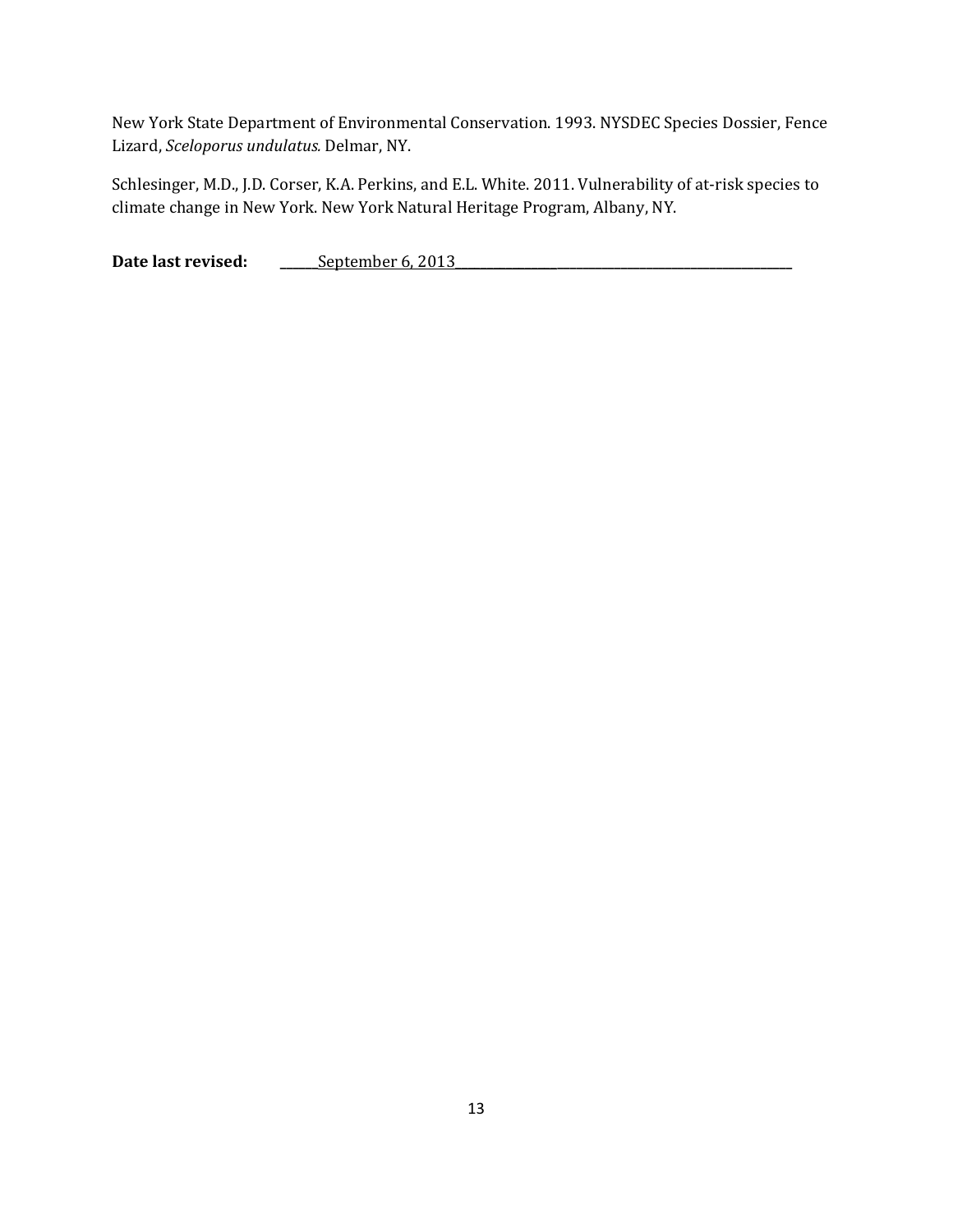New York State Department of Environmental Conservation. 1993. NYSDEC Species Dossier, Fence Lizard, *Sceloporus undulatus.* Delmar, NY.

Schlesinger, M.D., J.D. Corser, K.A. Perkins, and E.L. White. 2011. Vulnerability of at-risk species to climate change in New York. New York Natural Heritage Program, Albany, NY.

**Date last revised:** September 6, 2013